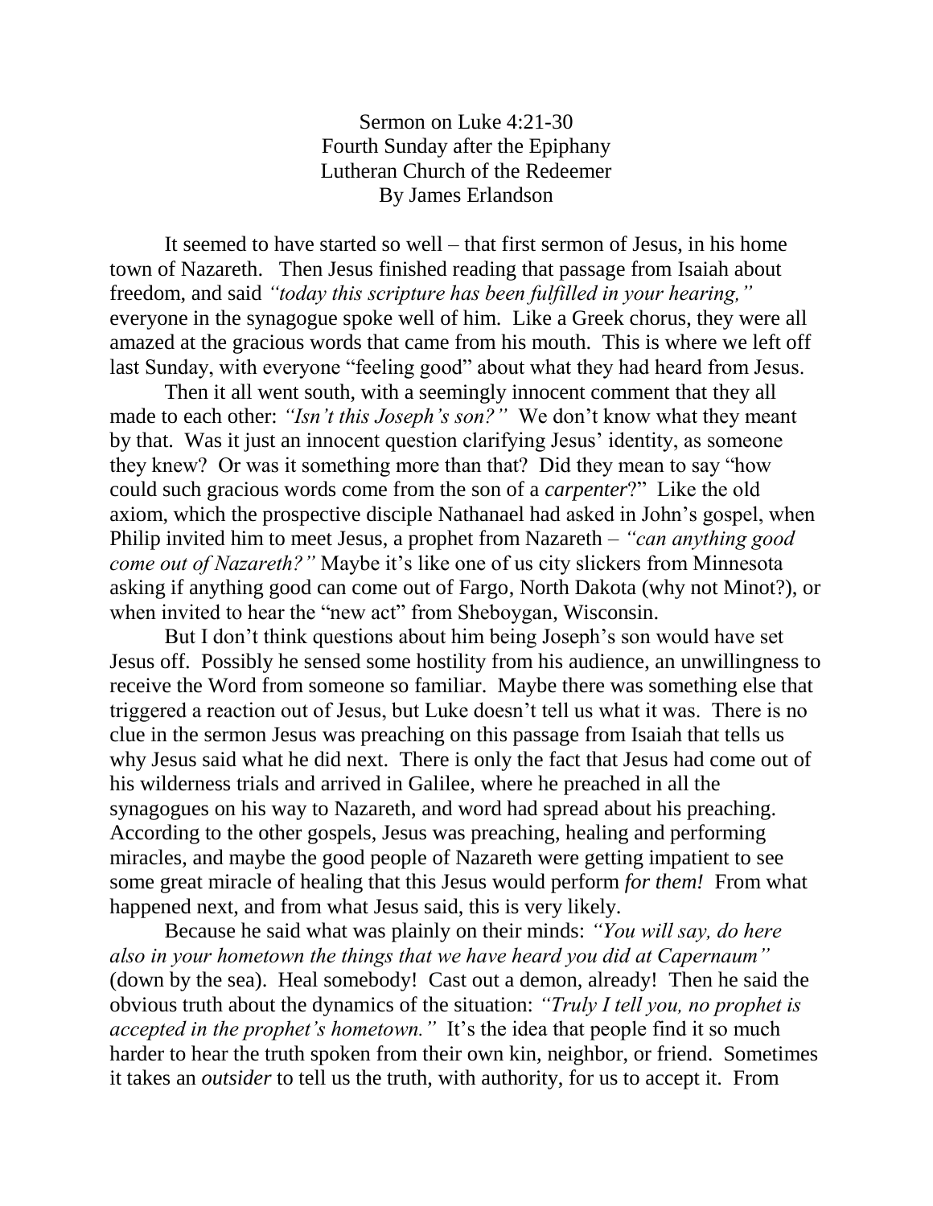Sermon on Luke 4:21-30
Fourth Sunday after the Epiphany
Lutheran Church of the Redeemer
By James Erlandson

It seemed to have started so well – that first sermon of Jesus, in his home town of Nazareth. Then Jesus finished reading that passage from Isaiah about freedom, and said *"today this scripture has been fulfilled in your hearing,"* everyone in the synagogue spoke well of him. Like a Greek chorus, they were all amazed at the gracious words that came from his mouth. This is where we left off last Sunday, with everyone "feeling good" about what they had heard from Jesus.

Then it all went south, with a seemingly innocent comment that they all made to each other: *"Isn't this Joseph's son?"* We don't know what they meant by that. Was it just an innocent question clarifying Jesus' identity, as someone they knew? Or was it something more than that? Did they mean to say "how could such gracious words come from the son of a *carpenter*?" Like the old axiom, which the prospective disciple Nathanael had asked in John's gospel, when Philip invited him to meet Jesus, a prophet from Nazareth – *"can anything good come out of Nazareth?"* Maybe it's like one of us city slickers from Minnesota asking if anything good can come out of Fargo, North Dakota (why not Minot?), or when invited to hear the "new act" from Sheboygan, Wisconsin.

But I don't think questions about him being Joseph's son would have set Jesus off. Possibly he sensed some hostility from his audience, an unwillingness to receive the Word from someone so familiar. Maybe there was something else that triggered a reaction out of Jesus, but Luke doesn't tell us what it was. There is no clue in the sermon Jesus was preaching on this passage from Isaiah that tells us why Jesus said what he did next. There is only the fact that Jesus had come out of his wilderness trials and arrived in Galilee, where he preached in all the synagogues on his way to Nazareth, and word had spread about his preaching. According to the other gospels, Jesus was preaching, healing and performing miracles, and maybe the good people of Nazareth were getting impatient to see some great miracle of healing that this Jesus would perform *for them!* From what happened next, and from what Jesus said, this is very likely.

Because he said what was plainly on their minds: *"You will say, do here also in your hometown the things that we have heard you did at Capernaum"* (down by the sea). Heal somebody! Cast out a demon, already! Then he said the obvious truth about the dynamics of the situation: *"Truly I tell you, no prophet is accepted in the prophet's hometown."* It's the idea that people find it so much harder to hear the truth spoken from their own kin, neighbor, or friend. Sometimes it takes an *outsider* to tell us the truth, with authority, for us to accept it. From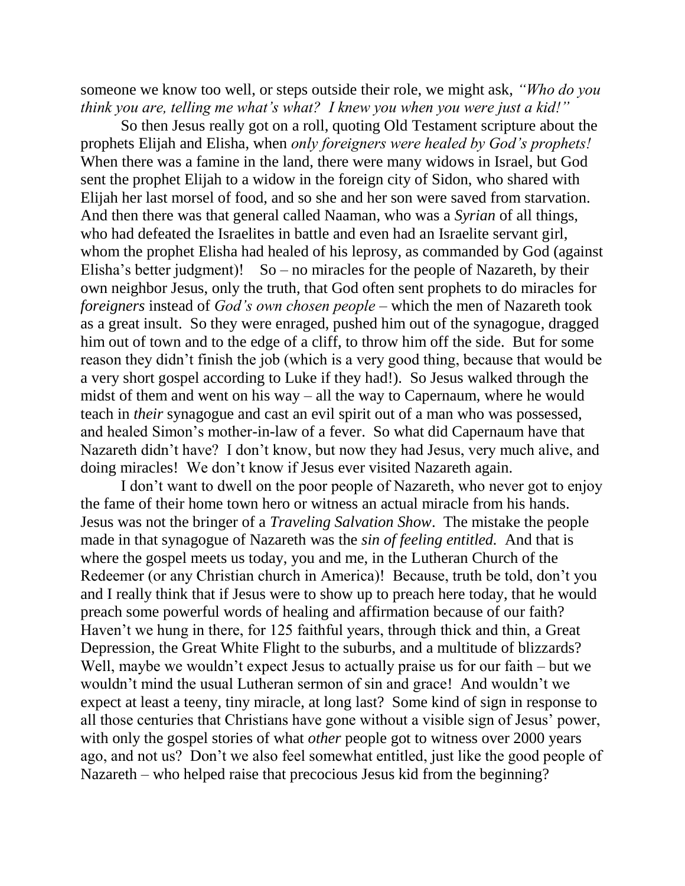someone we know too well, or steps outside their role, we might ask, *"Who do you think you are, telling me what's what? I knew you when you were just a kid!"*

So then Jesus really got on a roll, quoting Old Testament scripture about the prophets Elijah and Elisha, when *only foreigners were healed by God's prophets!* When there was a famine in the land, there were many widows in Israel, but God sent the prophet Elijah to a widow in the foreign city of Sidon, who shared with Elijah her last morsel of food, and so she and her son were saved from starvation. And then there was that general called Naaman, who was a *Syrian* of all things, who had defeated the Israelites in battle and even had an Israelite servant girl, whom the prophet Elisha had healed of his leprosy, as commanded by God (against Elisha's better judgment)! So – no miracles for the people of Nazareth, by their own neighbor Jesus, only the truth, that God often sent prophets to do miracles for *foreigners* instead of *God's own chosen people* – which the men of Nazareth took as a great insult. So they were enraged, pushed him out of the synagogue, dragged him out of town and to the edge of a cliff, to throw him off the side. But for some reason they didn't finish the job (which is a very good thing, because that would be a very short gospel according to Luke if they had!). So Jesus walked through the midst of them and went on his way – all the way to Capernaum, where he would teach in *their* synagogue and cast an evil spirit out of a man who was possessed, and healed Simon's mother-in-law of a fever. So what did Capernaum have that Nazareth didn't have? I don't know, but now they had Jesus, very much alive, and doing miracles! We don't know if Jesus ever visited Nazareth again.

I don't want to dwell on the poor people of Nazareth, who never got to enjoy the fame of their home town hero or witness an actual miracle from his hands. Jesus was not the bringer of a *Traveling Salvation Show*. The mistake the people made in that synagogue of Nazareth was the *sin of feeling entitled.* And that is where the gospel meets us today, you and me, in the Lutheran Church of the Redeemer (or any Christian church in America)! Because, truth be told, don't you and I really think that if Jesus were to show up to preach here today, that he would preach some powerful words of healing and affirmation because of our faith? Haven't we hung in there, for 125 faithful years, through thick and thin, a Great Depression, the Great White Flight to the suburbs, and a multitude of blizzards? Well, maybe we wouldn't expect Jesus to actually praise us for our faith – but we wouldn't mind the usual Lutheran sermon of sin and grace! And wouldn't we expect at least a teeny, tiny miracle, at long last? Some kind of sign in response to all those centuries that Christians have gone without a visible sign of Jesus' power, with only the gospel stories of what *other* people got to witness over 2000 years ago, and not us? Don't we also feel somewhat entitled, just like the good people of Nazareth – who helped raise that precocious Jesus kid from the beginning?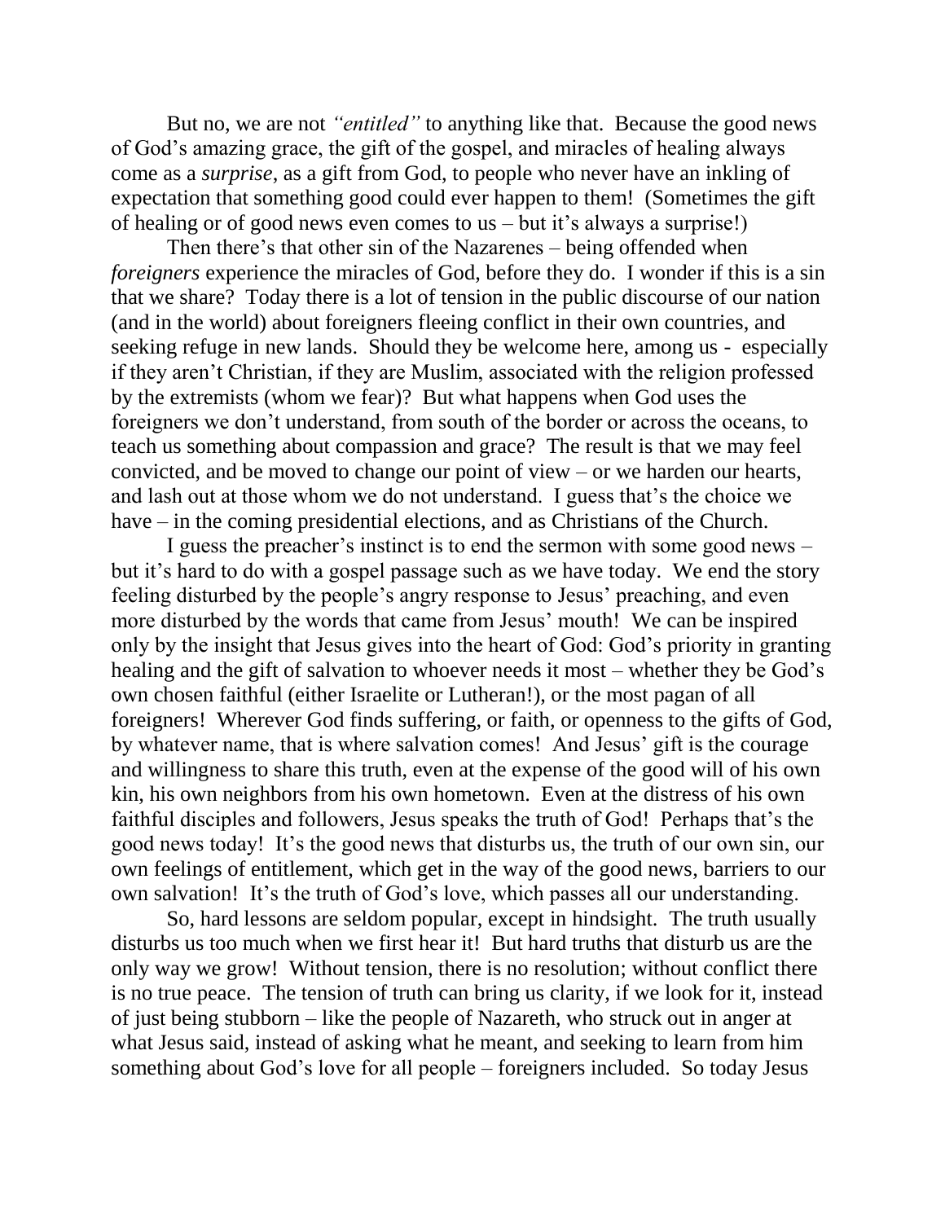But no, we are not *"entitled"* to anything like that. Because the good news of God's amazing grace, the gift of the gospel, and miracles of healing always come as a *surprise*, as a gift from God, to people who never have an inkling of expectation that something good could ever happen to them! (Sometimes the gift of healing or of good news even comes to us – but it's always a surprise!)

Then there's that other sin of the Nazarenes – being offended when *foreigners* experience the miracles of God, before they do. I wonder if this is a sin that we share? Today there is a lot of tension in the public discourse of our nation (and in the world) about foreigners fleeing conflict in their own countries, and seeking refuge in new lands. Should they be welcome here, among us - especially if they aren't Christian, if they are Muslim, associated with the religion professed by the extremists (whom we fear)? But what happens when God uses the foreigners we don't understand, from south of the border or across the oceans, to teach us something about compassion and grace? The result is that we may feel convicted, and be moved to change our point of view – or we harden our hearts, and lash out at those whom we do not understand. I guess that's the choice we have – in the coming presidential elections, and as Christians of the Church.

I guess the preacher's instinct is to end the sermon with some good news – but it's hard to do with a gospel passage such as we have today. We end the story feeling disturbed by the people's angry response to Jesus' preaching, and even more disturbed by the words that came from Jesus' mouth! We can be inspired only by the insight that Jesus gives into the heart of God: God's priority in granting healing and the gift of salvation to whoever needs it most – whether they be God's own chosen faithful (either Israelite or Lutheran!), or the most pagan of all foreigners! Wherever God finds suffering, or faith, or openness to the gifts of God, by whatever name, that is where salvation comes! And Jesus' gift is the courage and willingness to share this truth, even at the expense of the good will of his own kin, his own neighbors from his own hometown. Even at the distress of his own faithful disciples and followers, Jesus speaks the truth of God! Perhaps that's the good news today! It's the good news that disturbs us, the truth of our own sin, our own feelings of entitlement, which get in the way of the good news, barriers to our own salvation! It's the truth of God's love, which passes all our understanding.

So, hard lessons are seldom popular, except in hindsight. The truth usually disturbs us too much when we first hear it! But hard truths that disturb us are the only way we grow! Without tension, there is no resolution; without conflict there is no true peace. The tension of truth can bring us clarity, if we look for it, instead of just being stubborn – like the people of Nazareth, who struck out in anger at what Jesus said, instead of asking what he meant, and seeking to learn from him something about God's love for all people – foreigners included. So today Jesus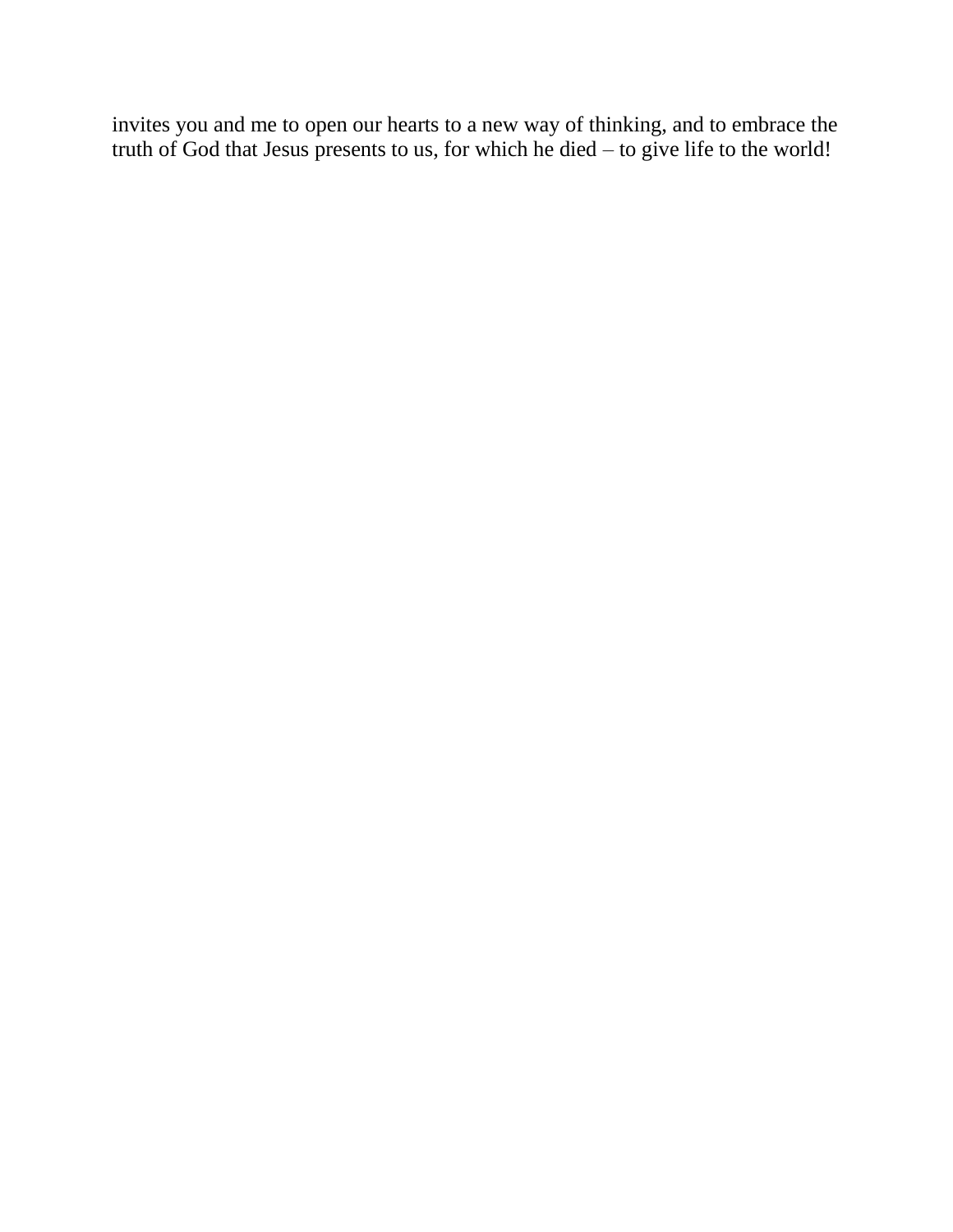invites you and me to open our hearts to a new way of thinking, and to embrace the truth of God that Jesus presents to us, for which he died – to give life to the world!